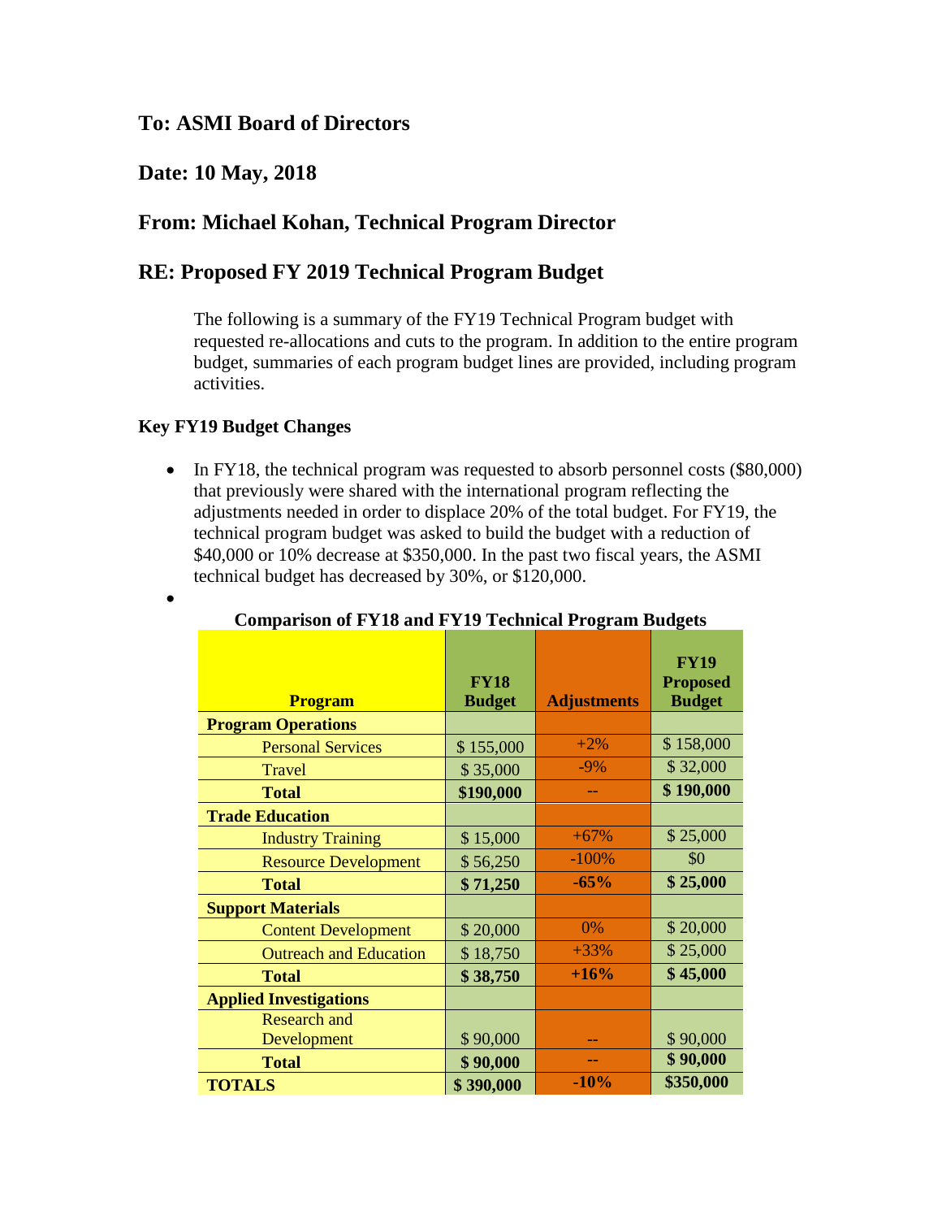## To: ASMI Board of Directors

## Date: 10 May, 2018

## From: Michael Kohan, Technical Program Director

## RE: Proposed FY 2019 Technical Program Budget

The following is a summary of the FY19 Technical Program budget with requested re-allocations and cuts to the program. In addition to the entire program budget, summaries of each program budget lines are provided, including program activities.

**Key FY19 Budget Changes**

- In FY18, the technical program was requested to absorb personnel costs ($80,000) that previously were shared with the international program reflecting the adjustments needed in order to displace 20% of the total budget. For FY19, the technical program budget was asked to build the budget with a reduction of $40,000 or 10% decrease at $350,000. In the past two fiscal years, the ASMI technical budget has decreased by 30%, or $120,000.
- 

**Comparison of FY18 and FY19 Technical Program Budgets**

| Program | FY18 Budget | Adjustments | FY19 Proposed Budget |
|---|---|---|---|
| **Program Operations** | | | |
| Personal Services | $ 155,000 | +2% | $ 158,000 |
| Travel | $ 35,000 | -9% | $ 32,000 |
| **Total** | **$190,000** | -- | **$ 190,000** |
| **Trade Education** | | | |
| Industry Training | $ 15,000 | +67% | $ 25,000 |
| Resource Development | $ 56,250 | -100% | $0 |
| **Total** | **$ 71,250** | **-65%** | **$ 25,000** |
| **Support Materials** | | | |
| Content Development | $ 20,000 | 0% | $ 20,000 |
| Outreach and Education | $ 18,750 | +33% | $ 25,000 |
| **Total** | **$ 38,750** | **+16%** | **$ 45,000** |
| **Applied Investigations** | | | |
| Research and Development | $ 90,000 | -- | $ 90,000 |
| **Total** | **$ 90,000** | -- | **$ 90,000** |
| **TOTALS** | **$ 390,000** | **-10%** | **$350,000** |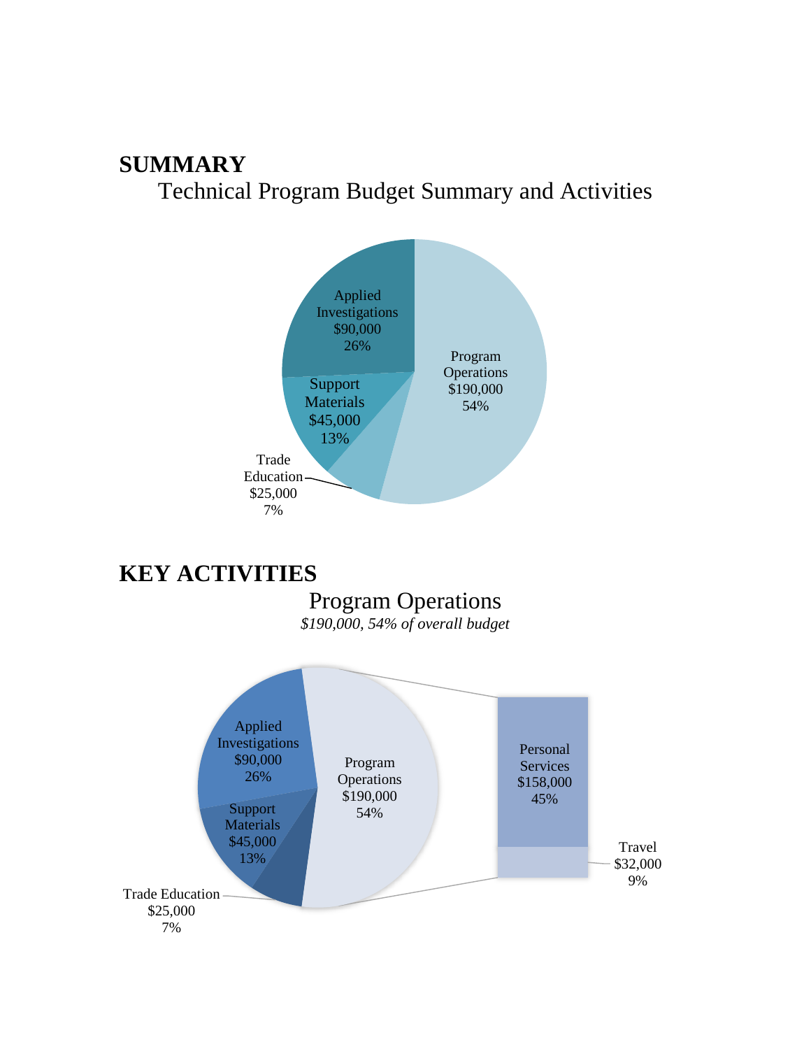# SUMMARY

## Technical Program Budget Summary and Activities

Applied Investigations
$90,000
26%

Program Operations
$190,000
54%

Support Materials
$45,000
13%

Trade Education
$25,000
7%

# KEY ACTIVITIES

## Program Operations

*$190,000, 54% of overall budget*

Applied Investigations
$90,000
26%

Program Operations
$190,000
54%

Support Materials
$45,000
13%

Trade Education
$25,000
7%

Personal Services
$158,000
45%

Travel
$32,000
9%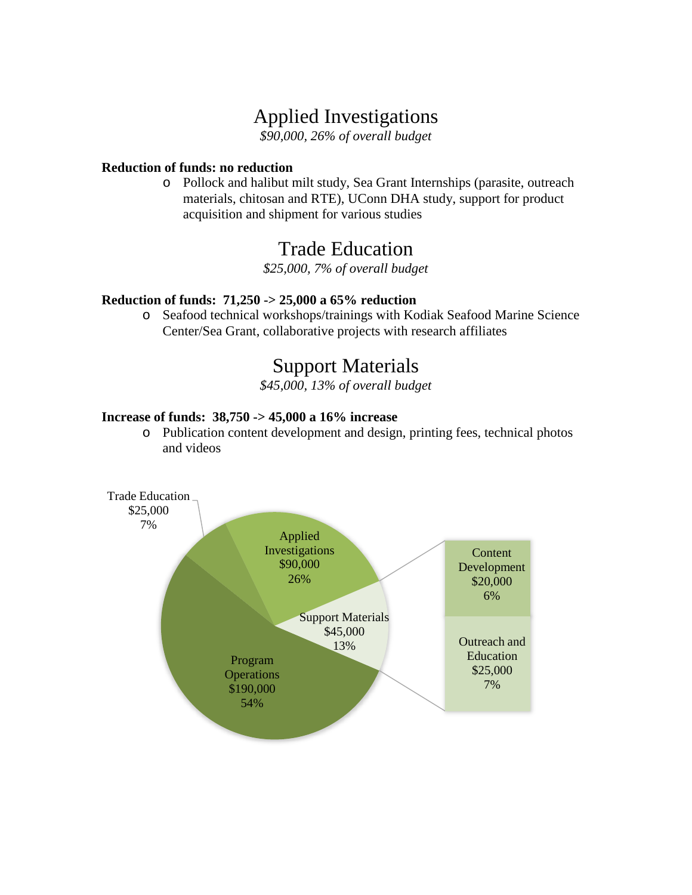## Applied Investigations

*$90,000, 26% of overall budget*

**Reduction of funds: no reduction**

- Pollock and halibut milt study, Sea Grant Internships (parasite, outreach materials, chitosan and RTE), UConn DHA study, support for product acquisition and shipment for various studies

## Trade Education

*$25,000, 7% of overall budget*

**Reduction of funds: 71,250 -> 25,000 a 65% reduction**

- Seafood technical workshops/trainings with Kodiak Seafood Marine Science Center/Sea Grant, collaborative projects with research affiliates

## Support Materials

*$45,000, 13% of overall budget*

**Increase of funds: 38,750 -> 45,000 a 16% increase**

- Publication content development and design, printing fees, technical photos and videos

Trade Education
$25,000
7%

Applied Investigations
$90,000
26%

Support Materials
$45,000
13%

Program Operations
$190,000
54%

Content Development
$20,000
6%

Outreach and Education
$25,000
7%